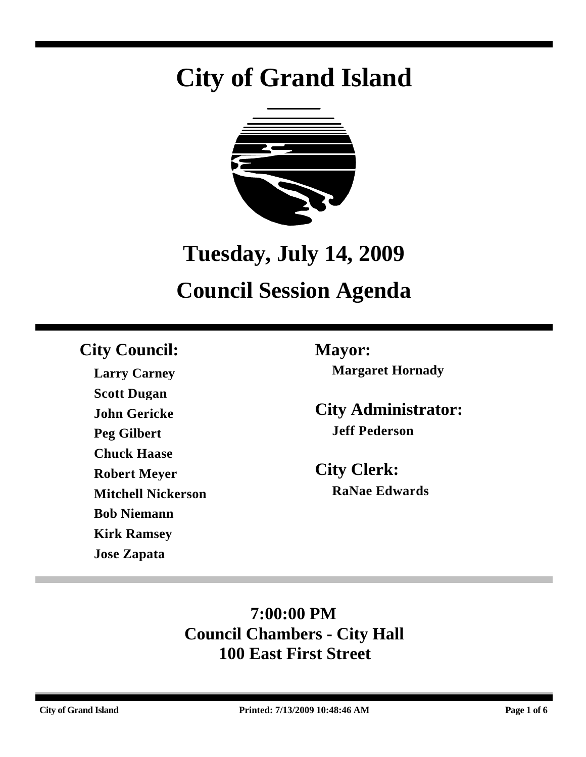# City of Grand Island

## Tuesday, July 14, 2009

## Council Session Agenda

### City Council:

**Larry Carney**
**Scott Dugan**
**John Gericke**
**Peg Gilbert**
**Chuck Haase**
**Robert Meyer**
**Mitchell Nickerson**
**Bob Niemann**
**Kirk Ramsey**
**Jose Zapata**

### Mayor:

**Margaret Hornady**

### City Administrator:

**Jeff Pederson**

### City Clerk:

**RaNae Edwards**

**7:00:00 PM**
**Council Chambers - City Hall**
**100 East First Street**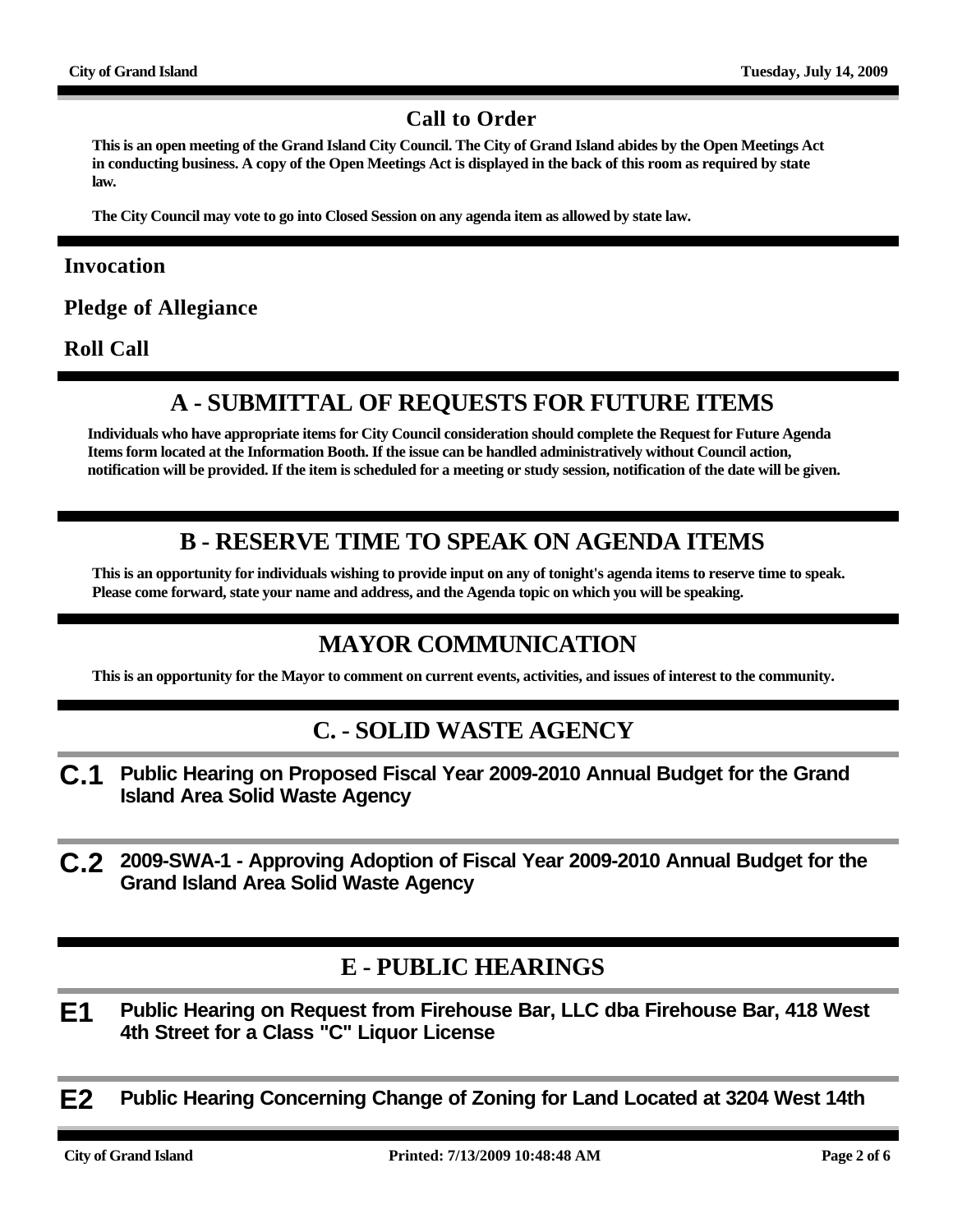## Call to Order

**This is an open meeting of the Grand Island City Council. The City of Grand Island abides by the Open Meetings Act in conducting business. A copy of the Open Meetings Act is displayed in the back of this room as required by state law.**

**The City Council may vote to go into Closed Session on any agenda item as allowed by state law.**

### Invocation

### Pledge of Allegiance

### Roll Call

## A - SUBMITTAL OF REQUESTS FOR FUTURE ITEMS

**Individuals who have appropriate items for City Council consideration should complete the Request for Future Agenda Items form located at the Information Booth. If the issue can be handled administratively without Council action, notification will be provided. If the item is scheduled for a meeting or study session, notification of the date will be given.**

## B - RESERVE TIME TO SPEAK ON AGENDA ITEMS

**This is an opportunity for individuals wishing to provide input on any of tonight's agenda items to reserve time to speak. Please come forward, state your name and address, and the Agenda topic on which you will be speaking.**

## MAYOR COMMUNICATION

**This is an opportunity for the Mayor to comment on current events, activities, and issues of interest to the community.**

## C. - SOLID WASTE AGENCY

**C.1** **Public Hearing on Proposed Fiscal Year 2009-2010 Annual Budget for the Grand Island Area Solid Waste Agency**

**C.2** **2009-SWA-1 - Approving Adoption of Fiscal Year 2009-2010 Annual Budget for the Grand Island Area Solid Waste Agency**

## E - PUBLIC HEARINGS

**E1** **Public Hearing on Request from Firehouse Bar, LLC dba Firehouse Bar, 418 West 4th Street for a Class "C" Liquor License**

**E2** **Public Hearing Concerning Change of Zoning for Land Located at 3204 West 14th**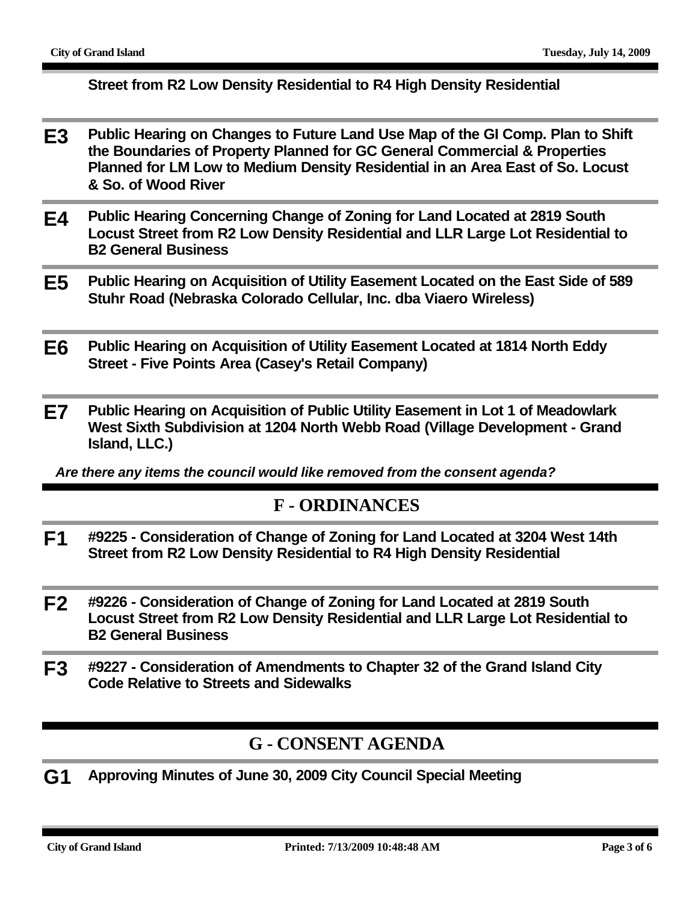**Street from R2 Low Density Residential to R4 High Density Residential**

**E3** **Public Hearing on Changes to Future Land Use Map of the GI Comp. Plan to Shift the Boundaries of Property Planned for GC General Commercial & Properties Planned for LM Low to Medium Density Residential in an Area East of So. Locust & So. of Wood River**

**E4** **Public Hearing Concerning Change of Zoning for Land Located at 2819 South Locust Street from R2 Low Density Residential and LLR Large Lot Residential to B2 General Business**

**E5** **Public Hearing on Acquisition of Utility Easement Located on the East Side of 589 Stuhr Road (Nebraska Colorado Cellular, Inc. dba Viaero Wireless)**

**E6** **Public Hearing on Acquisition of Utility Easement Located at 1814 North Eddy Street - Five Points Area (Casey's Retail Company)**

**E7** **Public Hearing on Acquisition of Public Utility Easement in Lot 1 of Meadowlark West Sixth Subdivision at 1204 North Webb Road (Village Development - Grand Island, LLC.)**

***Are there any items the council would like removed from the consent agenda?***

## F - ORDINANCES

**F1** **#9225 - Consideration of Change of Zoning for Land Located at 3204 West 14th Street from R2 Low Density Residential to R4 High Density Residential**

**F2** **#9226 - Consideration of Change of Zoning for Land Located at 2819 South Locust Street from R2 Low Density Residential and LLR Large Lot Residential to B2 General Business**

**F3** **#9227 - Consideration of Amendments to Chapter 32 of the Grand Island City Code Relative to Streets and Sidewalks**

## G - CONSENT AGENDA

**G1** **Approving Minutes of June 30, 2009 City Council Special Meeting**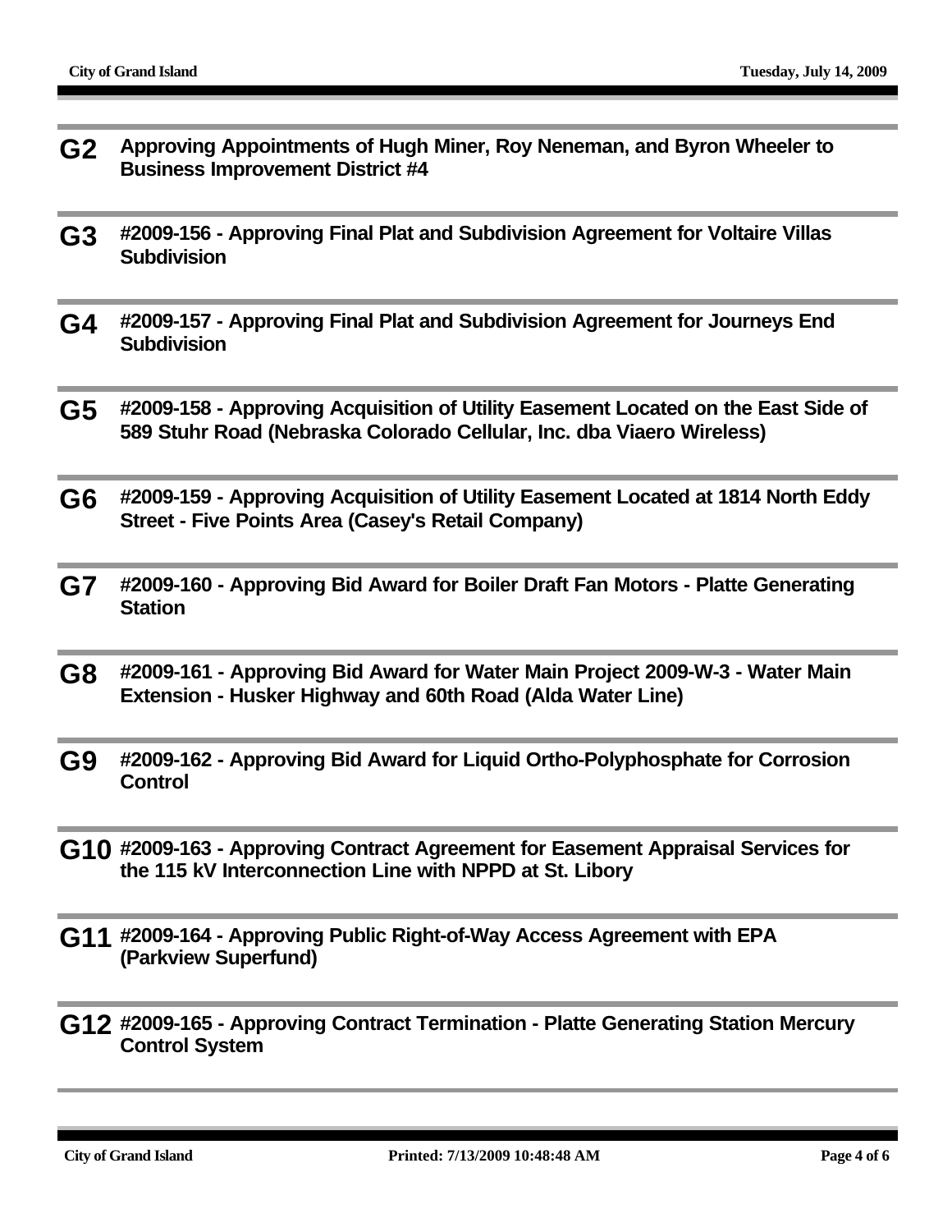**G2** **Approving Appointments of Hugh Miner, Roy Neneman, and Byron Wheeler to Business Improvement District #4**

**G3** **#2009-156 - Approving Final Plat and Subdivision Agreement for Voltaire Villas Subdivision**

**G4** **#2009-157 - Approving Final Plat and Subdivision Agreement for Journeys End Subdivision**

**G5** **#2009-158 - Approving Acquisition of Utility Easement Located on the East Side of 589 Stuhr Road (Nebraska Colorado Cellular, Inc. dba Viaero Wireless)**

**G6** **#2009-159 - Approving Acquisition of Utility Easement Located at 1814 North Eddy Street - Five Points Area (Casey's Retail Company)**

**G7** **#2009-160 - Approving Bid Award for Boiler Draft Fan Motors - Platte Generating Station**

**G8** **#2009-161 - Approving Bid Award for Water Main Project 2009-W-3 - Water Main Extension - Husker Highway and 60th Road (Alda Water Line)**

**G9** **#2009-162 - Approving Bid Award for Liquid Ortho-Polyphosphate for Corrosion Control**

**G10** **#2009-163 - Approving Contract Agreement for Easement Appraisal Services for the 115 kV Interconnection Line with NPPD at St. Libory**

**G11** **#2009-164 - Approving Public Right-of-Way Access Agreement with EPA (Parkview Superfund)**

**G12** **#2009-165 - Approving Contract Termination - Platte Generating Station Mercury Control System**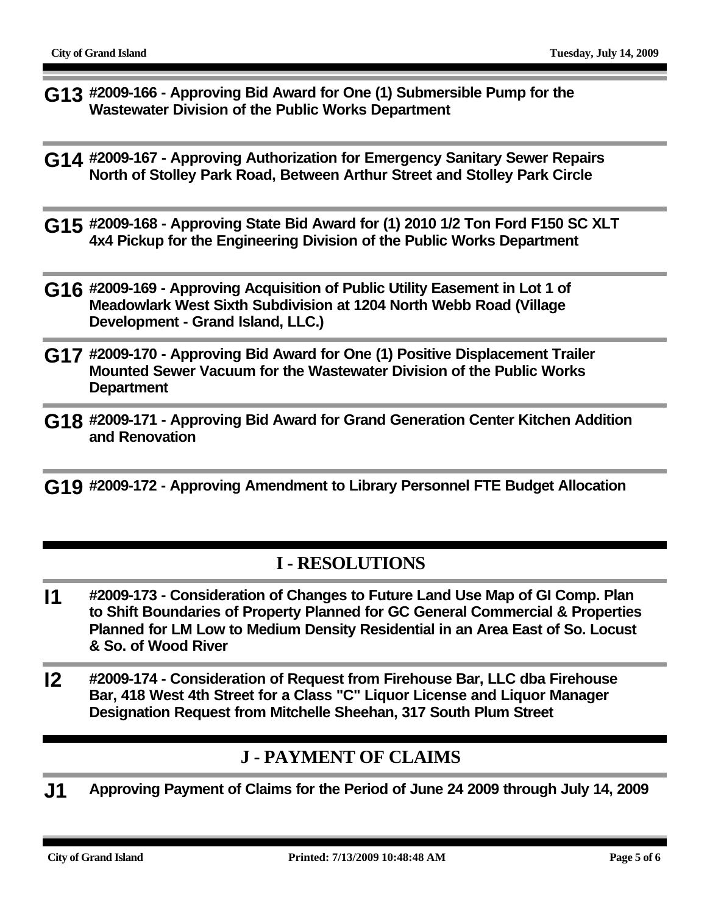**G13** **#2009-166 - Approving Bid Award for One (1) Submersible Pump for the Wastewater Division of the Public Works Department**

**G14** **#2009-167 - Approving Authorization for Emergency Sanitary Sewer Repairs North of Stolley Park Road, Between Arthur Street and Stolley Park Circle**

**G15** **#2009-168 - Approving State Bid Award for (1) 2010 1/2 Ton Ford F150 SC XLT 4x4 Pickup for the Engineering Division of the Public Works Department**

**G16** **#2009-169 - Approving Acquisition of Public Utility Easement in Lot 1 of Meadowlark West Sixth Subdivision at 1204 North Webb Road (Village Development - Grand Island, LLC.)**

**G17** **#2009-170 - Approving Bid Award for One (1) Positive Displacement Trailer Mounted Sewer Vacuum for the Wastewater Division of the Public Works Department**

**G18** **#2009-171 - Approving Bid Award for Grand Generation Center Kitchen Addition and Renovation**

**G19** **#2009-172 - Approving Amendment to Library Personnel FTE Budget Allocation**

## I - RESOLUTIONS

**I1** **#2009-173 - Consideration of Changes to Future Land Use Map of GI Comp. Plan to Shift Boundaries of Property Planned for GC General Commercial & Properties Planned for LM Low to Medium Density Residential in an Area East of So. Locust & So. of Wood River**

**I2** **#2009-174 - Consideration of Request from Firehouse Bar, LLC dba Firehouse Bar, 418 West 4th Street for a Class "C" Liquor License and Liquor Manager Designation Request from Mitchelle Sheehan, 317 South Plum Street**

## J - PAYMENT OF CLAIMS

**J1** **Approving Payment of Claims for the Period of June 24 2009 through July 14, 2009**